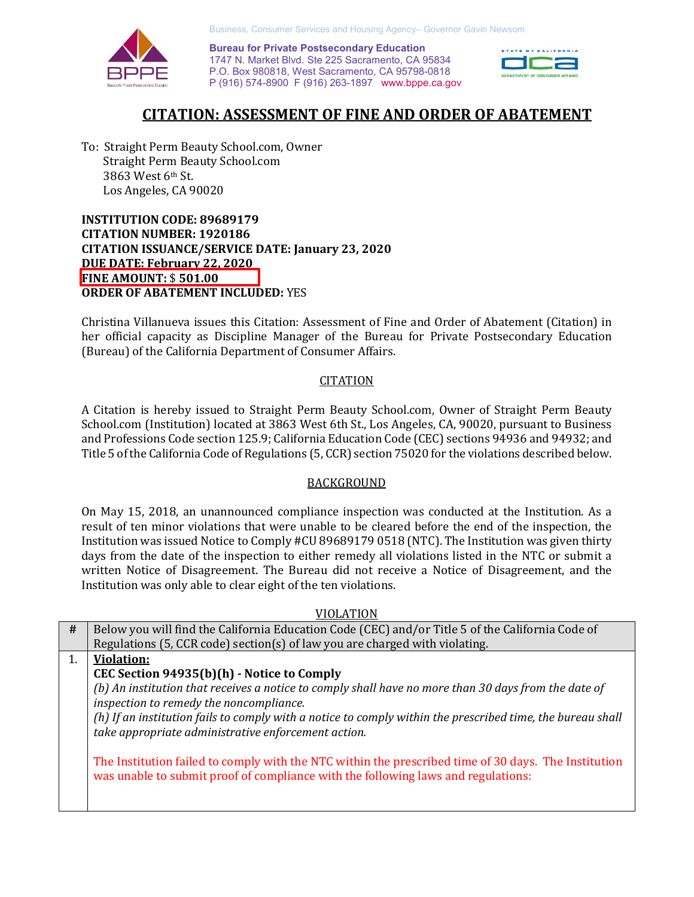Business, Consumer Services and Housing Agency– Governor Gavin Newsom

**Bureau for Private Postsecondary Education**
1747 N. Market Blvd. Ste 225 Sacramento, CA 95834
P.O. Box 980818, West Sacramento, CA 95798-0818
P (916) 574-8900 F (916) 263-1897 www.bppe.ca.gov

# CITATION: ASSESSMENT OF FINE AND ORDER OF ABATEMENT

To: Straight Perm Beauty School.com, Owner
Straight Perm Beauty School.com
3863 West 6th St.
Los Angeles, CA 90020

**INSTITUTION CODE: 89689179**
**CITATION NUMBER: 1920186**
**CITATION ISSUANCE/SERVICE DATE: January 23, 2020**
**DUE DATE: February 22, 2020**
**FINE AMOUNT:** $ **501.00**
**ORDER OF ABATEMENT INCLUDED:** YES

Christina Villanueva issues this Citation: Assessment of Fine and Order of Abatement (Citation) in her official capacity as Discipline Manager of the Bureau for Private Postsecondary Education (Bureau) of the California Department of Consumer Affairs.

## CITATION

A Citation is hereby issued to Straight Perm Beauty School.com, Owner of Straight Perm Beauty School.com (Institution) located at 3863 West 6th St., Los Angeles, CA, 90020, pursuant to Business and Professions Code section 125.9; California Education Code (CEC) sections 94936 and 94932; and Title 5 of the California Code of Regulations (5, CCR) section 75020 for the violations described below.

## BACKGROUND

On May 15, 2018, an unannounced compliance inspection was conducted at the Institution. As a result of ten minor violations that were unable to be cleared before the end of the inspection, the Institution was issued Notice to Comply #CU 89689179 0518 (NTC). The Institution was given thirty days from the date of the inspection to either remedy all violations listed in the NTC or submit a written Notice of Disagreement. The Bureau did not receive a Notice of Disagreement, and the Institution was only able to clear eight of the ten violations.

## VIOLATION

| # | Below you will find the California Education Code (CEC) and/or Title 5 of the California Code of Regulations (5, CCR code) section(s) of law you are charged with violating. |
|---|---|
| 1. | **Violation:** **CEC Section 94935(b)(h) - Notice to Comply** *(b) An institution that receives a notice to comply shall have no more than 30 days from the date of inspection to remedy the noncompliance.* *(h) If an institution fails to comply with a notice to comply within the prescribed time, the bureau shall take appropriate administrative enforcement action.* The Institution failed to comply with the NTC within the prescribed time of 30 days. The Institution was unable to submit proof of compliance with the following laws and regulations: |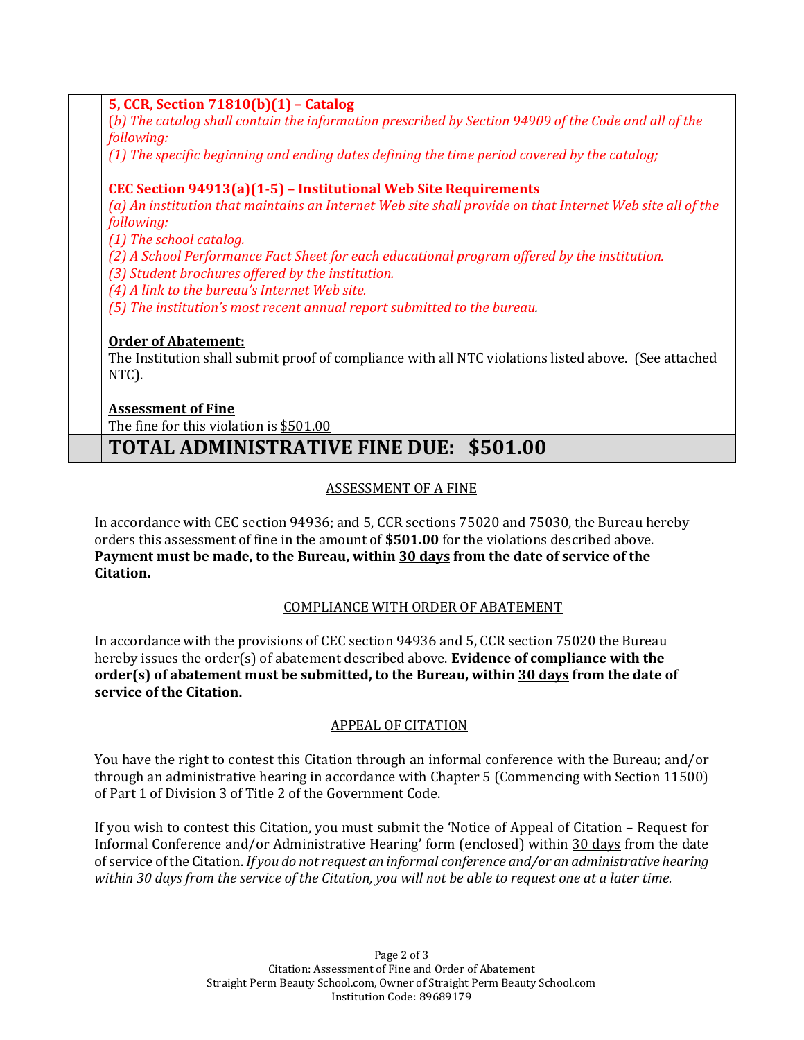**5, CCR, Section 71810(b)(1) – Catalog**

*(b) The catalog shall contain the information prescribed by Section 94909 of the Code and all of the following:*

*(1) The specific beginning and ending dates defining the time period covered by the catalog;*

**CEC Section 94913(a)(1-5) – Institutional Web Site Requirements**

*(a) An institution that maintains an Internet Web site shall provide on that Internet Web site all of the following:*

*(1) The school catalog.*

*(2) A School Performance Fact Sheet for each educational program offered by the institution.*

*(3) Student brochures offered by the institution.*

*(4) A link to the bureau's Internet Web site.*

*(5) The institution's most recent annual report submitted to the bureau.*

**Order of Abatement:**

The Institution shall submit proof of compliance with all NTC violations listed above. (See attached NTC).

**Assessment of Fine**

The fine for this violation is $501.00

## TOTAL ADMINISTRATIVE FINE DUE: $501.00

### ASSESSMENT OF A FINE

In accordance with CEC section 94936; and 5, CCR sections 75020 and 75030, the Bureau hereby orders this assessment of fine in the amount of **$501.00** for the violations described above. **Payment must be made, to the Bureau, within 30 days from the date of service of the Citation.**

### COMPLIANCE WITH ORDER OF ABATEMENT

In accordance with the provisions of CEC section 94936 and 5, CCR section 75020 the Bureau hereby issues the order(s) of abatement described above. **Evidence of compliance with the order(s) of abatement must be submitted, to the Bureau, within 30 days from the date of service of the Citation.**

### APPEAL OF CITATION

You have the right to contest this Citation through an informal conference with the Bureau; and/or through an administrative hearing in accordance with Chapter 5 (Commencing with Section 11500) of Part 1 of Division 3 of Title 2 of the Government Code.

If you wish to contest this Citation, you must submit the 'Notice of Appeal of Citation – Request for Informal Conference and/or Administrative Hearing' form (enclosed) within 30 days from the date of service of the Citation. *If you do not request an informal conference and/or an administrative hearing within 30 days from the service of the Citation, you will not be able to request one at a later time.*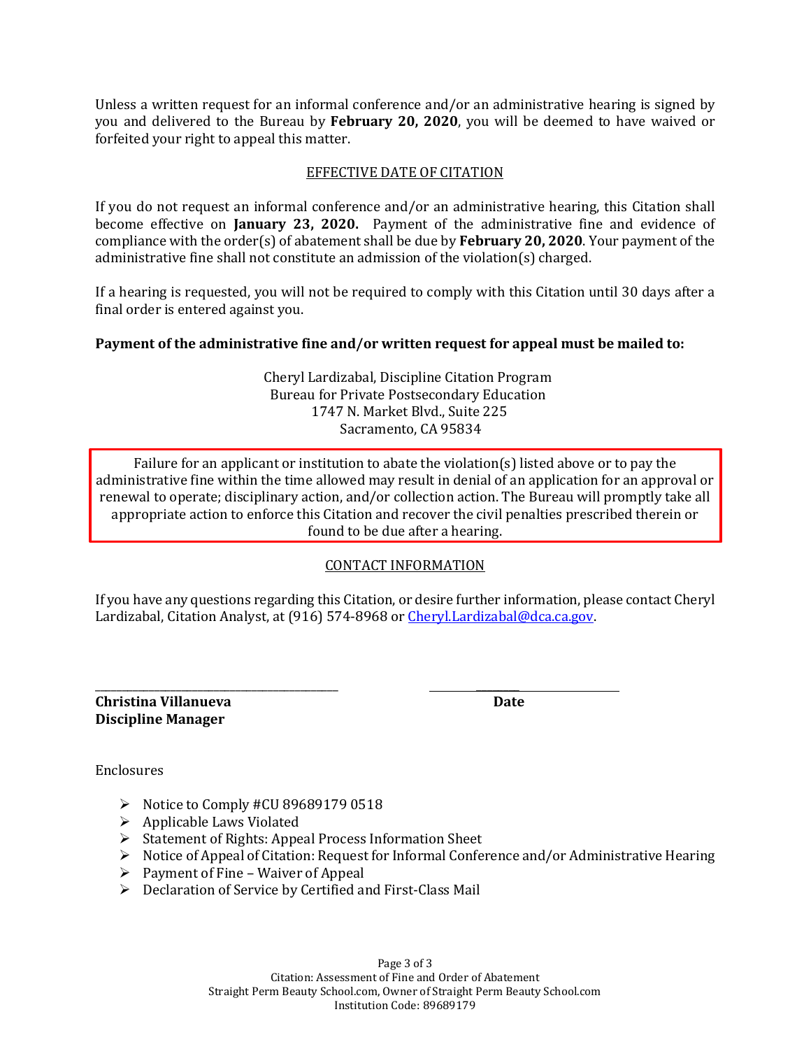Unless a written request for an informal conference and/or an administrative hearing is signed by you and delivered to the Bureau by **February 20, 2020**, you will be deemed to have waived or forfeited your right to appeal this matter.

## EFFECTIVE DATE OF CITATION

If you do not request an informal conference and/or an administrative hearing, this Citation shall become effective on **January 23, 2020.** Payment of the administrative fine and evidence of compliance with the order(s) of abatement shall be due by **February 20, 2020**. Your payment of the administrative fine shall not constitute an admission of the violation(s) charged.

If a hearing is requested, you will not be required to comply with this Citation until 30 days after a final order is entered against you.

**Payment of the administrative fine and/or written request for appeal must be mailed to:**

Cheryl Lardizabal, Discipline Citation Program
Bureau for Private Postsecondary Education
1747 N. Market Blvd., Suite 225
Sacramento, CA 95834

Failure for an applicant or institution to abate the violation(s) listed above or to pay the administrative fine within the time allowed may result in denial of an application for an approval or renewal to operate; disciplinary action, and/or collection action. The Bureau will promptly take all appropriate action to enforce this Citation and recover the civil penalties prescribed therein or found to be due after a hearing.

## CONTACT INFORMATION

If you have any questions regarding this Citation, or desire further information, please contact Cheryl Lardizabal, Citation Analyst, at (916) 574-8968 or Cheryl.Lardizabal@dca.ca.gov.

______________________________ ______________________________

**Christina Villanueva** **Date**
**Discipline Manager**

Enclosures

- Notice to Comply #CU 89689179 0518
- Applicable Laws Violated
- Statement of Rights: Appeal Process Information Sheet
- Notice of Appeal of Citation: Request for Informal Conference and/or Administrative Hearing
- Payment of Fine – Waiver of Appeal
- Declaration of Service by Certified and First-Class Mail